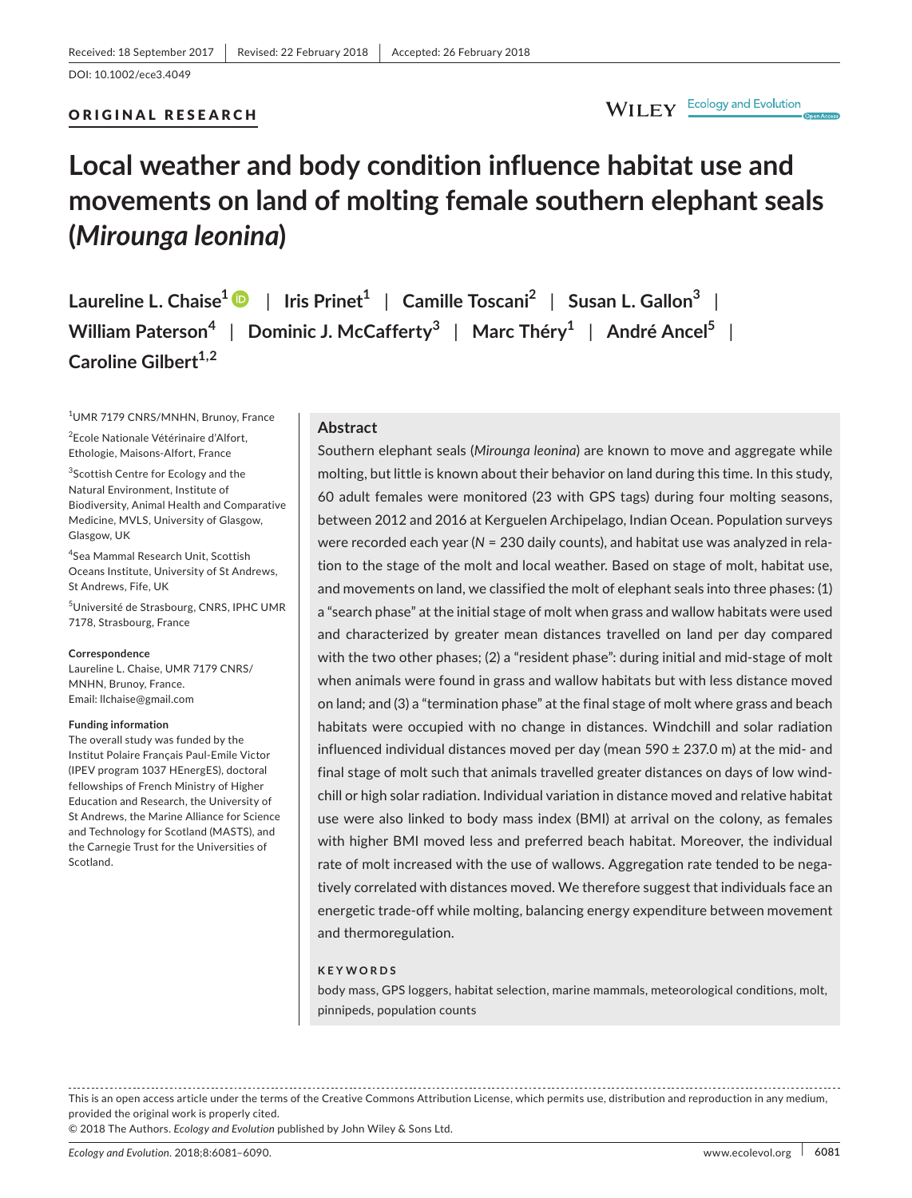Received: 18 September 2017 | Revised: 22 February 2018 | Accepted: 26 February 2018

DOI: 10.1002/ece3.4049

ORIGINAL RESEARCH

# Local weather and body condition influence habitat use and movements on land of molting female southern elephant seals (*Mirounga leonina*)

**Laureline L. Chaise[1] | Iris Prinet[1] | Camille Toscani[2] | Susan L. Gallon[3] | William Paterson[4] | Dominic J. McCafferty[3] | Marc Théry[1] | André Ancel[5] | Caroline Gilbert[1,2]**

[1]UMR 7179 CNRS/MNHN, Brunoy, France

[2]Ecole Nationale Vétérinaire d'Alfort, Ethologie, Maisons-Alfort, France

[3]Scottish Centre for Ecology and the Natural Environment, Institute of Biodiversity, Animal Health and Comparative Medicine, MVLS, University of Glasgow, Glasgow, UK

[4]Sea Mammal Research Unit, Scottish Oceans Institute, University of St Andrews, St Andrews, Fife, UK

[5]Université de Strasbourg, CNRS, IPHC UMR 7178, Strasbourg, France

**Correspondence**
Laureline L. Chaise, UMR 7179 CNRS/MNHN, Brunoy, France.
Email: llchaise@gmail.com

**Funding information**
The overall study was funded by the Institut Polaire Français Paul-Emile Victor (IPEV program 1037 HEnergES), doctoral fellowships of French Ministry of Higher Education and Research, the University of St Andrews, the Marine Alliance for Science and Technology for Scotland (MASTS), and the Carnegie Trust for the Universities of Scotland.

## Abstract

Southern elephant seals (*Mirounga leonina*) are known to move and aggregate while molting, but little is known about their behavior on land during this time. In this study, 60 adult females were monitored (23 with GPS tags) during four molting seasons, between 2012 and 2016 at Kerguelen Archipelago, Indian Ocean. Population surveys were recorded each year ($N = 230$ daily counts), and habitat use was analyzed in relation to the stage of the molt and local weather. Based on stage of molt, habitat use, and movements on land, we classified the molt of elephant seals into three phases: (1) a "search phase" at the initial stage of molt when grass and wallow habitats were used and characterized by greater mean distances travelled on land per day compared with the two other phases; (2) a "resident phase": during initial and mid-stage of molt when animals were found in grass and wallow habitats but with less distance moved on land; and (3) a "termination phase" at the final stage of molt where grass and beach habitats were occupied with no change in distances. Windchill and solar radiation influenced individual distances moved per day (mean $590 \pm 237.0$ m) at the mid- and final stage of molt such that animals travelled greater distances on days of low windchill or high solar radiation. Individual variation in distance moved and relative habitat use were also linked to body mass index (BMI) at arrival on the colony, as females with higher BMI moved less and preferred beach habitat. Moreover, the individual rate of molt increased with the use of wallows. Aggregation rate tended to be negatively correlated with distances moved. We therefore suggest that individuals face an energetic trade-off while molting, balancing energy expenditure between movement and thermoregulation.

**KEYWORDS**

body mass, GPS loggers, habitat selection, marine mammals, meteorological conditions, molt, pinnipeds, population counts

This is an open access article under the terms of the Creative Commons Attribution License, which permits use, distribution and reproduction in any medium, provided the original work is properly cited.
© 2018 The Authors. *Ecology and Evolution* published by John Wiley & Sons Ltd.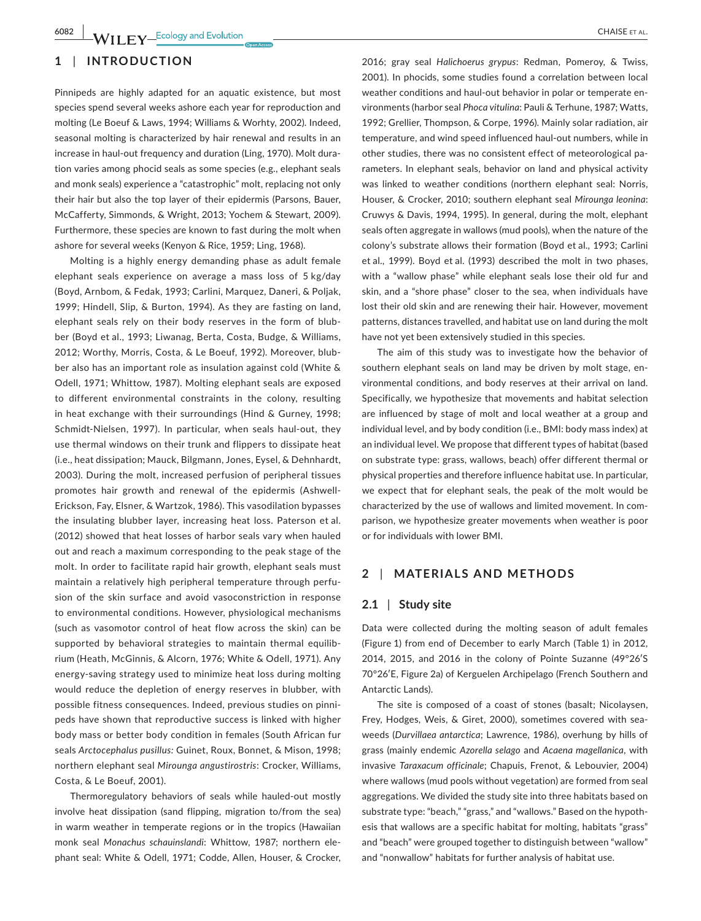## 1 | INTRODUCTION

Pinnipeds are highly adapted for an aquatic existence, but most species spend several weeks ashore each year for reproduction and molting (Le Boeuf & Laws, 1994; Williams & Worhty, 2002). Indeed, seasonal molting is characterized by hair renewal and results in an increase in haul-out frequency and duration (Ling, 1970). Molt duration varies among phocid seals as some species (e.g., elephant seals and monk seals) experience a "catastrophic" molt, replacing not only their hair but also the top layer of their epidermis (Parsons, Bauer, McCafferty, Simmonds, & Wright, 2013; Yochem & Stewart, 2009). Furthermore, these species are known to fast during the molt when ashore for several weeks (Kenyon & Rice, 1959; Ling, 1968).

Molting is a highly energy demanding phase as adult female elephant seals experience on average a mass loss of 5 kg/day (Boyd, Arnbom, & Fedak, 1993; Carlini, Marquez, Daneri, & Poljak, 1999; Hindell, Slip, & Burton, 1994). As they are fasting on land, elephant seals rely on their body reserves in the form of blubber (Boyd et al., 1993; Liwanag, Berta, Costa, Budge, & Williams, 2012; Worthy, Morris, Costa, & Le Boeuf, 1992). Moreover, blubber also has an important role as insulation against cold (White & Odell, 1971; Whittow, 1987). Molting elephant seals are exposed to different environmental constraints in the colony, resulting in heat exchange with their surroundings (Hind & Gurney, 1998; Schmidt-Nielsen, 1997). In particular, when seals haul-out, they use thermal windows on their trunk and flippers to dissipate heat (i.e., heat dissipation; Mauck, Bilgmann, Jones, Eysel, & Dehnhardt, 2003). During the molt, increased perfusion of peripheral tissues promotes hair growth and renewal of the epidermis (Ashwell-Erickson, Fay, Elsner, & Wartzok, 1986). This vasodilation bypasses the insulating blubber layer, increasing heat loss. Paterson et al. (2012) showed that heat losses of harbor seals vary when hauled out and reach a maximum corresponding to the peak stage of the molt. In order to facilitate rapid hair growth, elephant seals must maintain a relatively high peripheral temperature through perfusion of the skin surface and avoid vasoconstriction in response to environmental conditions. However, physiological mechanisms (such as vasomotor control of heat flow across the skin) can be supported by behavioral strategies to maintain thermal equilibrium (Heath, McGinnis, & Alcorn, 1976; White & Odell, 1971). Any energy-saving strategy used to minimize heat loss during molting would reduce the depletion of energy reserves in blubber, with possible fitness consequences. Indeed, previous studies on pinnipeds have shown that reproductive success is linked with higher body mass or better body condition in females (South African fur seals *Arctocephalus pusillus*: Guinet, Roux, Bonnet, & Mison, 1998; northern elephant seal *Mirounga angustirostris*: Crocker, Williams, Costa, & Le Boeuf, 2001).

Thermoregulatory behaviors of seals while hauled-out mostly involve heat dissipation (sand flipping, migration to/from the sea) in warm weather in temperate regions or in the tropics (Hawaiian monk seal *Monachus schauinslandi*: Whittow, 1987; northern elephant seal: White & Odell, 1971; Codde, Allen, Houser, & Crocker, 2016; gray seal *Halichoerus grypus*: Redman, Pomeroy, & Twiss, 2001). In phocids, some studies found a correlation between local weather conditions and haul-out behavior in polar or temperate environments (harbor seal *Phoca vitulina*: Pauli & Terhune, 1987; Watts, 1992; Grellier, Thompson, & Corpe, 1996). Mainly solar radiation, air temperature, and wind speed influenced haul-out numbers, while in other studies, there was no consistent effect of meteorological parameters. In elephant seals, behavior on land and physical activity was linked to weather conditions (northern elephant seal: Norris, Houser, & Crocker, 2010; southern elephant seal *Mirounga leonina*: Cruwys & Davis, 1994, 1995). In general, during the molt, elephant seals often aggregate in wallows (mud pools), when the nature of the colony's substrate allows their formation (Boyd et al., 1993; Carlini et al., 1999). Boyd et al. (1993) described the molt in two phases, with a "wallow phase" while elephant seals lose their old fur and skin, and a "shore phase" closer to the sea, when individuals have lost their old skin and are renewing their hair. However, movement patterns, distances travelled, and habitat use on land during the molt have not yet been extensively studied in this species.

The aim of this study was to investigate how the behavior of southern elephant seals on land may be driven by molt stage, environmental conditions, and body reserves at their arrival on land. Specifically, we hypothesize that movements and habitat selection are influenced by stage of molt and local weather at a group and individual level, and by body condition (i.e., BMI: body mass index) at an individual level. We propose that different types of habitat (based on substrate type: grass, wallows, beach) offer different thermal or physical properties and therefore influence habitat use. In particular, we expect that for elephant seals, the peak of the molt would be characterized by the use of wallows and limited movement. In comparison, we hypothesize greater movements when weather is poor or for individuals with lower BMI.

## 2 | MATERIALS AND METHODS

### 2.1 | Study site

Data were collected during the molting season of adult females (Figure 1) from end of December to early March (Table 1) in 2012, 2014, 2015, and 2016 in the colony of Pointe Suzanne (49°26′S 70°26′E, Figure 2a) of Kerguelen Archipelago (French Southern and Antarctic Lands).

The site is composed of a coast of stones (basalt; Nicolaysen, Frey, Hodges, Weis, & Giret, 2000), sometimes covered with seaweeds (*Durvillaea antarctica*; Lawrence, 1986), overhung by hills of grass (mainly endemic *Azorella selago* and *Acaena magellanica*, with invasive *Taraxacum officinale*; Chapuis, Frenot, & Lebouvier, 2004) where wallows (mud pools without vegetation) are formed from seal aggregations. We divided the study site into three habitats based on substrate type: "beach," "grass," and "wallows." Based on the hypothesis that wallows are a specific habitat for molting, habitats "grass" and "beach" were grouped together to distinguish between "wallow" and "nonwallow" habitats for further analysis of habitat use.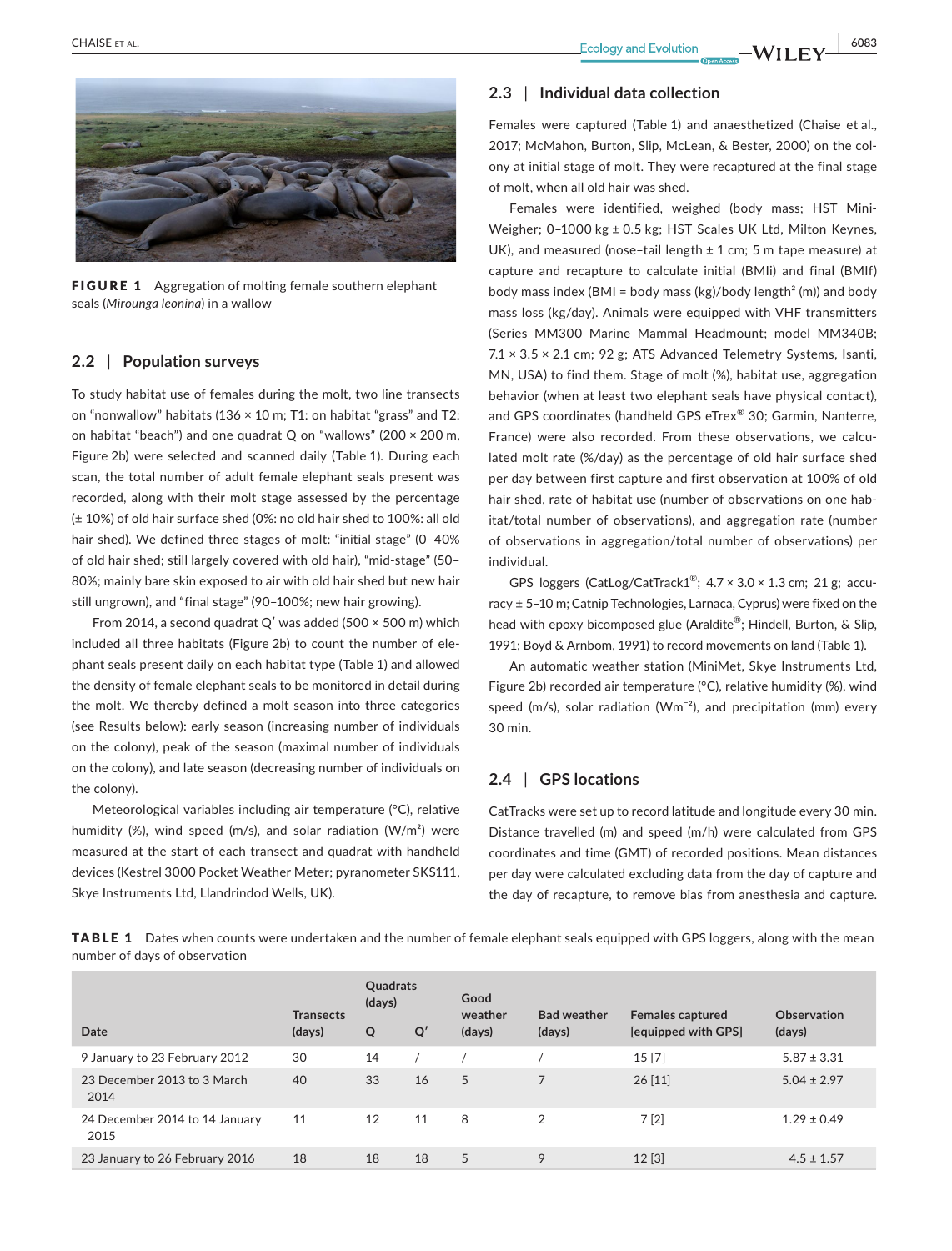FIGURE 1 Aggregation of molting female southern elephant seals (*Mirounga leonina*) in a wallow

### 2.2 | Population surveys

To study habitat use of females during the molt, two line transects on "nonwallow" habitats (136 × 10 m; T1: on habitat "grass" and T2: on habitat "beach") and one quadrat Q on "wallows" (200 × 200 m, Figure 2b) were selected and scanned daily (Table 1). During each scan, the total number of adult female elephant seals present was recorded, along with their molt stage assessed by the percentage (± 10%) of old hair surface shed (0%: no old hair shed to 100%: all old hair shed). We defined three stages of molt: "initial stage" (0–40% of old hair shed; still largely covered with old hair), "mid-stage" (50–80%; mainly bare skin exposed to air with old hair shed but new hair still ungrown), and "final stage" (90–100%; new hair growing).

From 2014, a second quadrat Q′ was added (500 × 500 m) which included all three habitats (Figure 2b) to count the number of elephant seals present daily on each habitat type (Table 1) and allowed the density of female elephant seals to be monitored in detail during the molt. We thereby defined a molt season into three categories (see Results below): early season (increasing number of individuals on the colony), peak of the season (maximal number of individuals on the colony), and late season (decreasing number of individuals on the colony).

Meteorological variables including air temperature (°C), relative humidity (%), wind speed (m/s), and solar radiation (W/m²) were measured at the start of each transect and quadrat with handheld devices (Kestrel 3000 Pocket Weather Meter; pyranometer SKS111, Skye Instruments Ltd, Llandrindod Wells, UK).

### 2.3 | Individual data collection

Females were captured (Table 1) and anaesthetized (Chaise et al., 2017; McMahon, Burton, Slip, McLean, & Bester, 2000) on the colony at initial stage of molt. They were recaptured at the final stage of molt, when all old hair was shed.

Females were identified, weighed (body mass; HST Mini-Weigher; 0–1000 kg ± 0.5 kg; HST Scales UK Ltd, Milton Keynes, UK), and measured (nose–tail length ± 1 cm; 5 m tape measure) at capture and recapture to calculate initial (BMIi) and final (BMIf) body mass index (BMI = body mass (kg)/body length² (m)) and body mass loss (kg/day). Animals were equipped with VHF transmitters (Series MM300 Marine Mammal Headmount; model MM340B; 7.1 × 3.5 × 2.1 cm; 92 g; ATS Advanced Telemetry Systems, Isanti, MN, USA) to find them. Stage of molt (%), habitat use, aggregation behavior (when at least two elephant seals have physical contact), and GPS coordinates (handheld GPS eTrex® 30; Garmin, Nanterre, France) were also recorded. From these observations, we calculated molt rate (%/day) as the percentage of old hair surface shed per day between first capture and first observation at 100% of old hair shed, rate of habitat use (number of observations on one habitat/total number of observations), and aggregation rate (number of observations in aggregation/total number of observations) per individual.

GPS loggers (CatLog/CatTrack1®; 4.7 × 3.0 × 1.3 cm; 21 g; accuracy ± 5–10 m; Catnip Technologies, Larnaca, Cyprus) were fixed on the head with epoxy bicomposed glue (Araldite®; Hindell, Burton, & Slip, 1991; Boyd & Arnbom, 1991) to record movements on land (Table 1).

An automatic weather station (MiniMet, Skye Instruments Ltd, Figure 2b) recorded air temperature (°C), relative humidity (%), wind speed (m/s), solar radiation (Wm⁻²), and precipitation (mm) every 30 min.

### 2.4 | GPS locations

CatTracks were set up to record latitude and longitude every 30 min. Distance travelled (m) and speed (m/h) were calculated from GPS coordinates and time (GMT) of recorded positions. Mean distances per day were calculated excluding data from the day of capture and the day of recapture, to remove bias from anesthesia and capture.

**TABLE 1** Dates when counts were undertaken and the number of female elephant seals equipped with GPS loggers, along with the mean number of days of observation

| Date | Transects (days) | Quadrats (days) | | Good weather (days) | Bad weather (days) | Females captured [equipped with GPS] | Observation (days) |
|---|---|---|---|---|---|---|---|
| | | Q | Q′ | | | | |
| 9 January to 23 February 2012 | 30 | 14 | / | / | / | 15 [7] | 5.87 ± 3.31 |
| 23 December 2013 to 3 March 2014 | 40 | 33 | 16 | 5 | 7 | 26 [11] | 5.04 ± 2.97 |
| 24 December 2014 to 14 January 2015 | 11 | 12 | 11 | 8 | 2 | 7 [2] | 1.29 ± 0.49 |
| 23 January to 26 February 2016 | 18 | 18 | 18 | 5 | 9 | 12 [3] | 4.5 ± 1.57 |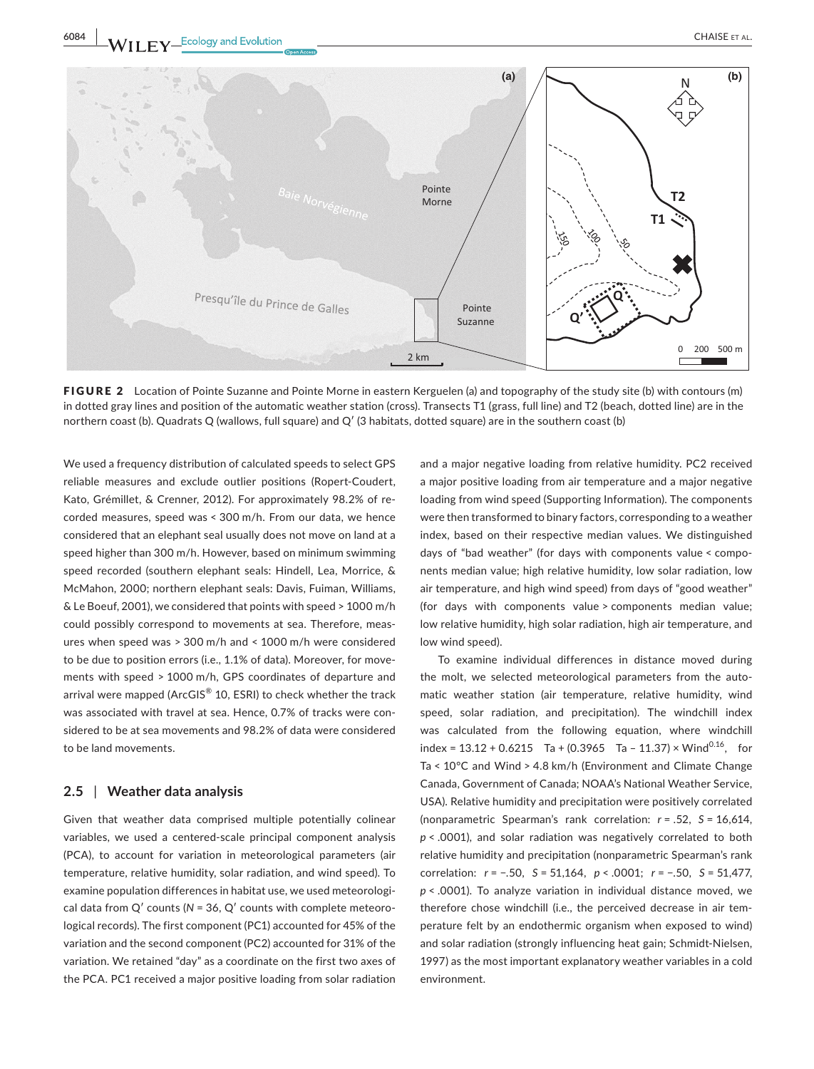FIGURE 2 Location of Pointe Suzanne and Pointe Morne in eastern Kerguelen (a) and topography of the study site (b) with contours (m) in dotted gray lines and position of the automatic weather station (cross). Transects T1 (grass, full line) and T2 (beach, dotted line) are in the northern coast (b). Quadrats Q (wallows, full square) and Q′ (3 habitats, dotted square) are in the southern coast (b)

We used a frequency distribution of calculated speeds to select GPS reliable measures and exclude outlier positions (Ropert-Coudert, Kato, Grémillet, & Crenner, 2012). For approximately 98.2% of recorded measures, speed was < 300 m/h. From our data, we hence considered that an elephant seal usually does not move on land at a speed higher than 300 m/h. However, based on minimum swimming speed recorded (southern elephant seals: Hindell, Lea, Morrice, & McMahon, 2000; northern elephant seals: Davis, Fuiman, Williams, & Le Boeuf, 2001), we considered that points with speed > 1000 m/h could possibly correspond to movements at sea. Therefore, measures when speed was > 300 m/h and < 1000 m/h were considered to be due to position errors (i.e., 1.1% of data). Moreover, for movements with speed > 1000 m/h, GPS coordinates of departure and arrival were mapped (ArcGIS® 10, ESRI) to check whether the track was associated with travel at sea. Hence, 0.7% of tracks were considered to be at sea movements and 98.2% of data were considered to be land movements.

## 2.5 | Weather data analysis

Given that weather data comprised multiple potentially colinear variables, we used a centered-scale principal component analysis (PCA), to account for variation in meteorological parameters (air temperature, relative humidity, solar radiation, and wind speed). To examine population differences in habitat use, we used meteorological data from Q′ counts ($N = 36$, Q′ counts with complete meteorological records). The first component (PC1) accounted for 45% of the variation and the second component (PC2) accounted for 31% of the variation. We retained "day" as a coordinate on the first two axes of the PCA. PC1 received a major positive loading from solar radiation and a major negative loading from relative humidity. PC2 received a major positive loading from air temperature and a major negative loading from wind speed (Supporting Information). The components were then transformed to binary factors, corresponding to a weather index, based on their respective median values. We distinguished days of "bad weather" (for days with components value < components median value; high relative humidity, low solar radiation, low air temperature, and high wind speed) from days of "good weather" (for days with components value > components median value; low relative humidity, high solar radiation, high air temperature, and low wind speed).

To examine individual differences in distance moved during the molt, we selected meteorological parameters from the automatic weather station (air temperature, relative humidity, wind speed, solar radiation, and precipitation). The windchill index was calculated from the following equation, where windchill index = $13.12 + 0.6215\ \ \text{Ta} + (0.3965\ \ \text{Ta} - 11.37) \times \text{Wind}^{0.16}$, for Ta < 10°C and Wind > 4.8 km/h (Environment and Climate Change Canada, Government of Canada; NOAA's National Weather Service, USA). Relative humidity and precipitation were positively correlated (nonparametric Spearman's rank correlation: $r = .52$, $S = 16{,}614$, $p < .0001$), and solar radiation was negatively correlated to both relative humidity and precipitation (nonparametric Spearman's rank correlation: $r = -.50$, $S = 51{,}164$, $p < .0001$; $r = -.50$, $S = 51{,}477$, $p < .0001$). To analyze variation in individual distance moved, we therefore chose windchill (i.e., the perceived decrease in air temperature felt by an endothermic organism when exposed to wind) and solar radiation (strongly influencing heat gain; Schmidt-Nielsen, 1997) as the most important explanatory weather variables in a cold environment.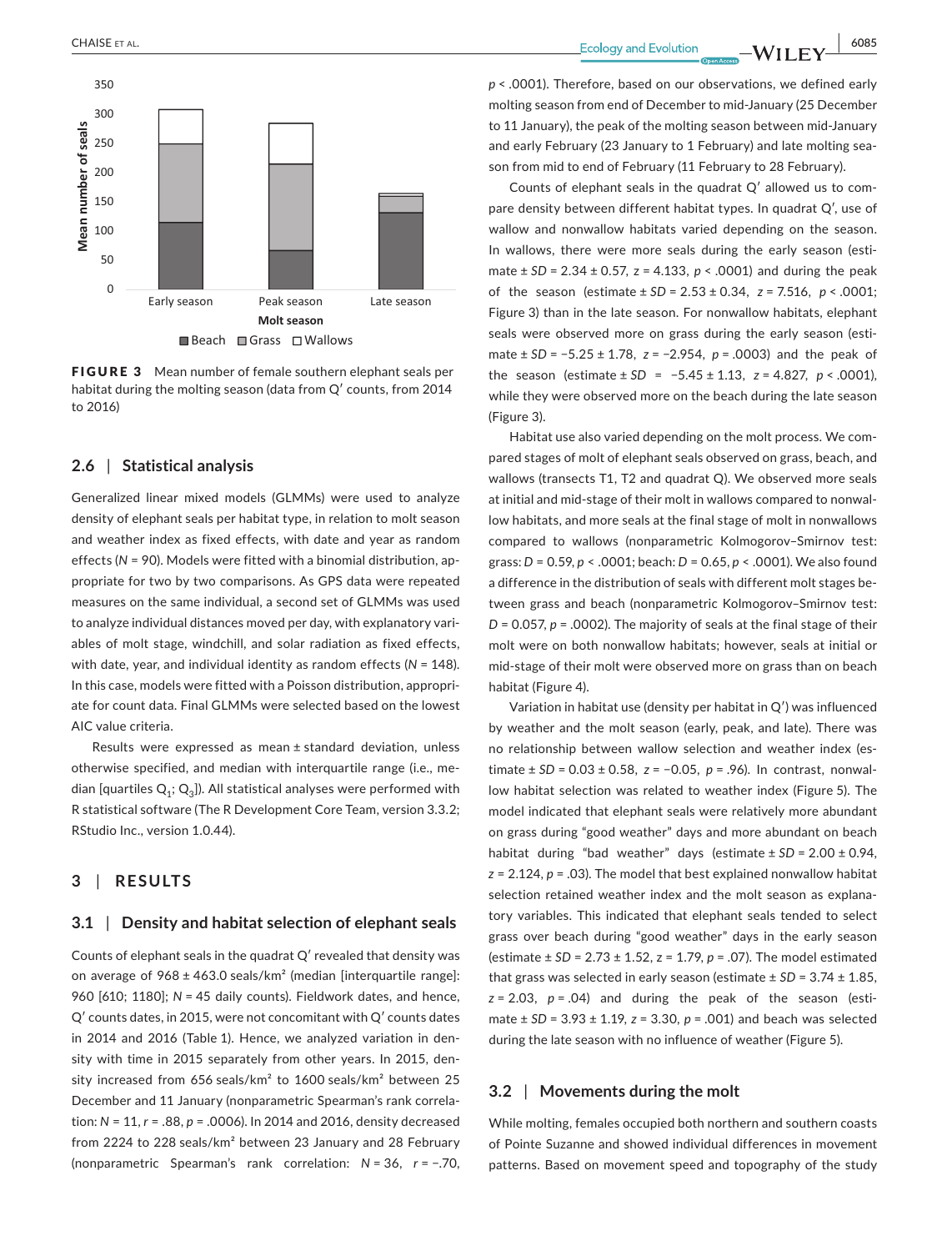**FIGURE 3** Mean number of female southern elephant seals per habitat during the molting season (data from Q′ counts, from 2014 to 2016)

### 2.6 | Statistical analysis

Generalized linear mixed models (GLMMs) were used to analyze density of elephant seals per habitat type, in relation to molt season and weather index as fixed effects, with date and year as random effects ($N = 90$). Models were fitted with a binomial distribution, appropriate for two by two comparisons. As GPS data were repeated measures on the same individual, a second set of GLMMs was used to analyze individual distances moved per day, with explanatory variables of molt stage, windchill, and solar radiation as fixed effects, with date, year, and individual identity as random effects ($N = 148$). In this case, models were fitted with a Poisson distribution, appropriate for count data. Final GLMMs were selected based on the lowest AIC value criteria.

Results were expressed as mean ± standard deviation, unless otherwise specified, and median with interquartile range (i.e., median [quartiles $Q_1$; $Q_3$]). All statistical analyses were performed with R statistical software (The R Development Core Team, version 3.3.2; RStudio Inc., version 1.0.44).

## 3 | RESULTS

### 3.1 | Density and habitat selection of elephant seals

Counts of elephant seals in the quadrat Q′ revealed that density was on average of 968 ± 463.0 seals/km² (median [interquartile range]: 960 [610; 1180]; $N = 45$ daily counts). Fieldwork dates, and hence, Q′ counts dates, in 2015, were not concomitant with Q′ counts dates in 2014 and 2016 (Table 1). Hence, we analyzed variation in density with time in 2015 separately from other years. In 2015, density increased from 656 seals/km² to 1600 seals/km² between 25 December and 11 January (nonparametric Spearman's rank correlation: $N = 11$, $r = .88$, $p = .0006$). In 2014 and 2016, density decreased from 2224 to 228 seals/km² between 23 January and 28 February (nonparametric Spearman's rank correlation: $N = 36$, $r = -.70$, $p < .0001$). Therefore, based on our observations, we defined early molting season from end of December to mid-January (25 December to 11 January), the peak of the molting season between mid-January and early February (23 January to 1 February) and late molting season from mid to end of February (11 February to 28 February).

Counts of elephant seals in the quadrat Q′ allowed us to compare density between different habitat types. In quadrat Q′, use of wallow and nonwallow habitats varied depending on the season. In wallows, there were more seals during the early season (estimate ± $SD$ = 2.34 ± 0.57, $z = 4.133$, $p < .0001$) and during the peak of the season (estimate ± $SD$ = 2.53 ± 0.34, $z = 7.516$, $p < .0001$; Figure 3) than in the late season. For nonwallow habitats, elephant seals were observed more on grass during the early season (estimate ± $SD$ = −5.25 ± 1.78, $z = -2.954$, $p = .0003$) and the peak of the season (estimate ± $SD$ = −5.45 ± 1.13, $z = 4.827$, $p < .0001$), while they were observed more on the beach during the late season (Figure 3).

Habitat use also varied depending on the molt process. We compared stages of molt of elephant seals observed on grass, beach, and wallows (transects T1, T2 and quadrat Q). We observed more seals at initial and mid-stage of their molt in wallows compared to nonwallow habitats, and more seals at the final stage of molt in nonwallows compared to wallows (nonparametric Kolmogorov–Smirnov test: grass: $D = 0.59$, $p < .0001$; beach: $D = 0.65$, $p < .0001$). We also found a difference in the distribution of seals with different molt stages between grass and beach (nonparametric Kolmogorov–Smirnov test: $D = 0.057$, $p = .0002$). The majority of seals at the final stage of their molt were on both nonwallow habitats; however, seals at initial or mid-stage of their molt were observed more on grass than on beach habitat (Figure 4).

Variation in habitat use (density per habitat in Q′) was influenced by weather and the molt season (early, peak, and late). There was no relationship between wallow selection and weather index (estimate ± $SD$ = 0.03 ± 0.58, $z = -0.05$, $p = .96$). In contrast, nonwallow habitat selection was related to weather index (Figure 5). The model indicated that elephant seals were relatively more abundant on grass during "good weather" days and more abundant on beach habitat during "bad weather" days (estimate ± $SD$ = 2.00 ± 0.94, $z = 2.124$, $p = .03$). The model that best explained nonwallow habitat selection retained weather index and the molt season as explanatory variables. This indicated that elephant seals tended to select grass over beach during "good weather" days in the early season (estimate ± $SD$ = 2.73 ± 1.52, $z = 1.79$, $p = .07$). The model estimated that grass was selected in early season (estimate ± $SD$ = 3.74 ± 1.85, $z = 2.03$, $p = .04$) and during the peak of the season (estimate ± $SD$ = 3.93 ± 1.19, $z = 3.30$, $p = .001$) and beach was selected during the late season with no influence of weather (Figure 5).

### 3.2 | Movements during the molt

While molting, females occupied both northern and southern coasts of Pointe Suzanne and showed individual differences in movement patterns. Based on movement speed and topography of the study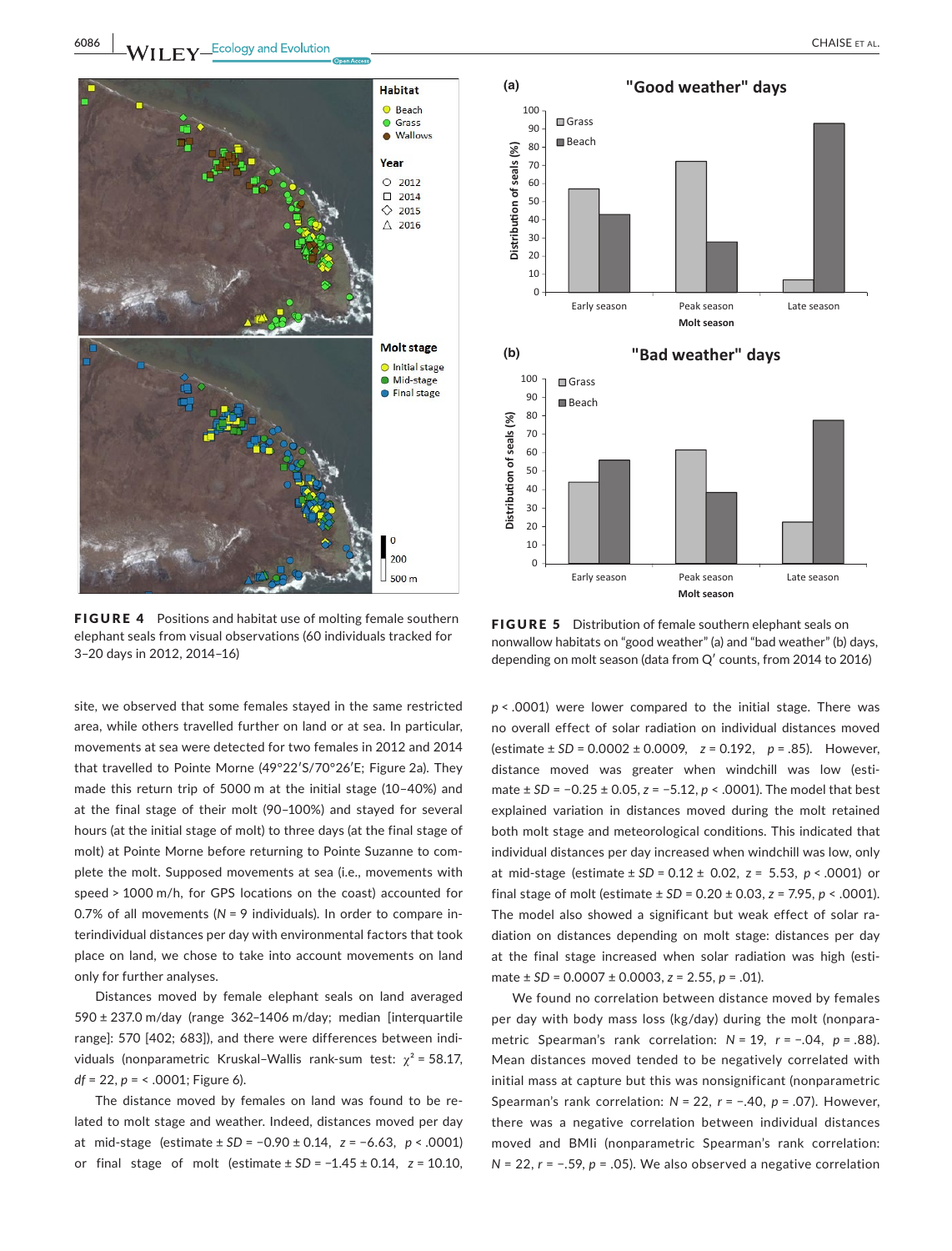FIGURE 4 Positions and habitat use of molting female southern elephant seals from visual observations (60 individuals tracked for 3–20 days in 2012, 2014–16)

FIGURE 5 Distribution of female southern elephant seals on nonwallow habitats on "good weather" (a) and "bad weather" (b) days, depending on molt season (data from Q′ counts, from 2014 to 2016)

site, we observed that some females stayed in the same restricted area, while others travelled further on land or at sea. In particular, movements at sea were detected for two females in 2012 and 2014 that travelled to Pointe Morne (49°22′S/70°26′E; Figure 2a). They made this return trip of 5000 m at the initial stage (10–40%) and at the final stage of their molt (90–100%) and stayed for several hours (at the initial stage of molt) to three days (at the final stage of molt) at Pointe Morne before returning to Pointe Suzanne to complete the molt. Supposed movements at sea (i.e., movements with speed > 1000 m/h, for GPS locations on the coast) accounted for 0.7% of all movements ($N$ = 9 individuals). In order to compare interindividual distances per day with environmental factors that took place on land, we chose to take into account movements on land only for further analyses.

Distances moved by female elephant seals on land averaged 590 ± 237.0 m/day (range 362–1406 m/day; median [interquartile range]: 570 [402; 683]), and there were differences between individuals (nonparametric Kruskal–Wallis rank-sum test: $\chi^2$ = 58.17, $df$ = 22, $p$ = < .0001; Figure 6).

The distance moved by females on land was found to be related to molt stage and weather. Indeed, distances moved per day at mid-stage (estimate ± $SD$ = −0.90 ± 0.14, $z$ = −6.63, $p$ < .0001) or final stage of molt (estimate ± $SD$ = −1.45 ± 0.14, $z$ = 10.10, $p$ < .0001) were lower compared to the initial stage. There was no overall effect of solar radiation on individual distances moved (estimate ± $SD$ = 0.0002 ± 0.0009, $z$ = 0.192, $p$ = .85). However, distance moved was greater when windchill was low (estimate ± $SD$ = −0.25 ± 0.05, $z$ = −5.12, $p$ < .0001). The model that best explained variation in distances moved during the molt retained both molt stage and meteorological conditions. This indicated that individual distances per day increased when windchill was low, only at mid-stage (estimate ± $SD$ = 0.12 ± 0.02, $z$ = 5.53, $p$ < .0001) or final stage of molt (estimate ± $SD$ = 0.20 ± 0.03, $z$ = 7.95, $p$ < .0001). The model also showed a significant but weak effect of solar radiation on distances depending on molt stage: distances per day at the final stage increased when solar radiation was high (estimate ± $SD$ = 0.0007 ± 0.0003, $z$ = 2.55, $p$ = .01).

We found no correlation between distance moved by females per day with body mass loss (kg/day) during the molt (nonparametric Spearman's rank correlation: $N$ = 19, $r$ = −.04, $p$ = .88). Mean distances moved tended to be negatively correlated with initial mass at capture but this was nonsignificant (nonparametric Spearman's rank correlation: $N$ = 22, $r$ = −.40, $p$ = .07). However, there was a negative correlation between individual distances moved and BMIi (nonparametric Spearman's rank correlation: $N$ = 22, $r$ = −.59, $p$ = .05). We also observed a negative correlation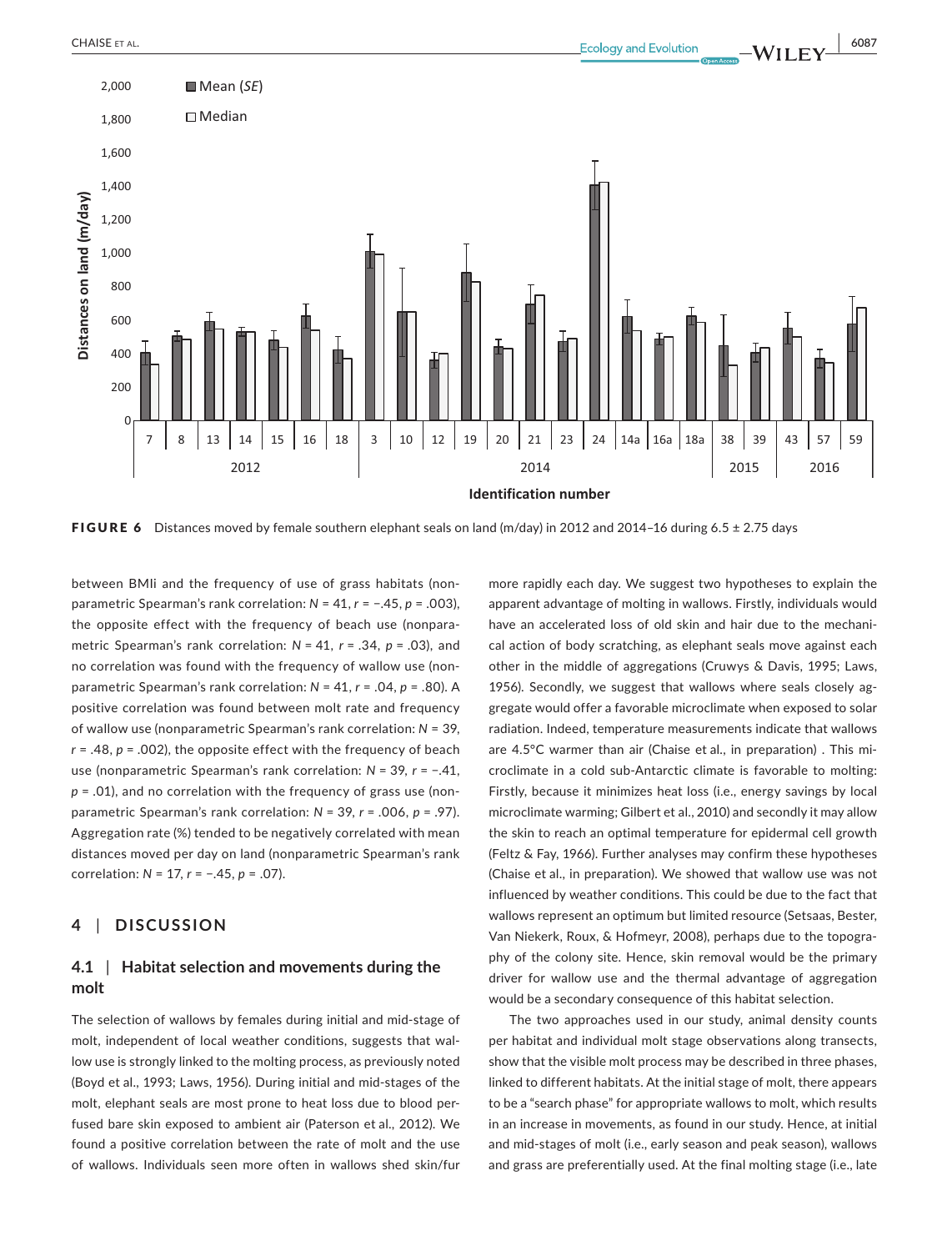**FIGURE 6** Distances moved by female southern elephant seals on land (m/day) in 2012 and 2014–16 during 6.5 ± 2.75 days

between BMIi and the frequency of use of grass habitats (nonparametric Spearman's rank correlation: $N = 41$, $r = -.45$, $p = .003$), the opposite effect with the frequency of beach use (nonparametric Spearman's rank correlation: $N = 41$, $r = .34$, $p = .03$), and no correlation was found with the frequency of wallow use (nonparametric Spearman's rank correlation: $N = 41$, $r = .04$, $p = .80$). A positive correlation was found between molt rate and frequency of wallow use (nonparametric Spearman's rank correlation: $N = 39$, $r = .48$, $p = .002$), the opposite effect with the frequency of beach use (nonparametric Spearman's rank correlation: $N = 39$, $r = -.41$, $p = .01$), and no correlation with the frequency of grass use (nonparametric Spearman's rank correlation: $N = 39$, $r = .006$, $p = .97$). Aggregation rate (%) tended to be negatively correlated with mean distances moved per day on land (nonparametric Spearman's rank correlation: $N = 17$, $r = -.45$, $p = .07$).

## 4 | DISCUSSION

### 4.1 | Habitat selection and movements during the molt

The selection of wallows by females during initial and mid-stage of molt, independent of local weather conditions, suggests that wallow use is strongly linked to the molting process, as previously noted (Boyd et al., 1993; Laws, 1956). During initial and mid-stages of the molt, elephant seals are most prone to heat loss due to blood perfused bare skin exposed to ambient air (Paterson et al., 2012). We found a positive correlation between the rate of molt and the use of wallows. Individuals seen more often in wallows shed skin/fur more rapidly each day. We suggest two hypotheses to explain the apparent advantage of molting in wallows. Firstly, individuals would have an accelerated loss of old skin and hair due to the mechanical action of body scratching, as elephant seals move against each other in the middle of aggregations (Cruwys & Davis, 1995; Laws, 1956). Secondly, we suggest that wallows where seals closely aggregate would offer a favorable microclimate when exposed to solar radiation. Indeed, temperature measurements indicate that wallows are 4.5°C warmer than air (Chaise et al., in preparation) . This microclimate in a cold sub-Antarctic climate is favorable to molting: Firstly, because it minimizes heat loss (i.e., energy savings by local microclimate warming; Gilbert et al., 2010) and secondly it may allow the skin to reach an optimal temperature for epidermal cell growth (Feltz & Fay, 1966). Further analyses may confirm these hypotheses (Chaise et al., in preparation). We showed that wallow use was not influenced by weather conditions. This could be due to the fact that wallows represent an optimum but limited resource (Setsaas, Bester, Van Niekerk, Roux, & Hofmeyr, 2008), perhaps due to the topography of the colony site. Hence, skin removal would be the primary driver for wallow use and the thermal advantage of aggregation would be a secondary consequence of this habitat selection.

The two approaches used in our study, animal density counts per habitat and individual molt stage observations along transects, show that the visible molt process may be described in three phases, linked to different habitats. At the initial stage of molt, there appears to be a "search phase" for appropriate wallows to molt, which results in an increase in movements, as found in our study. Hence, at initial and mid-stages of molt (i.e., early season and peak season), wallows and grass are preferentially used. At the final molting stage (i.e., late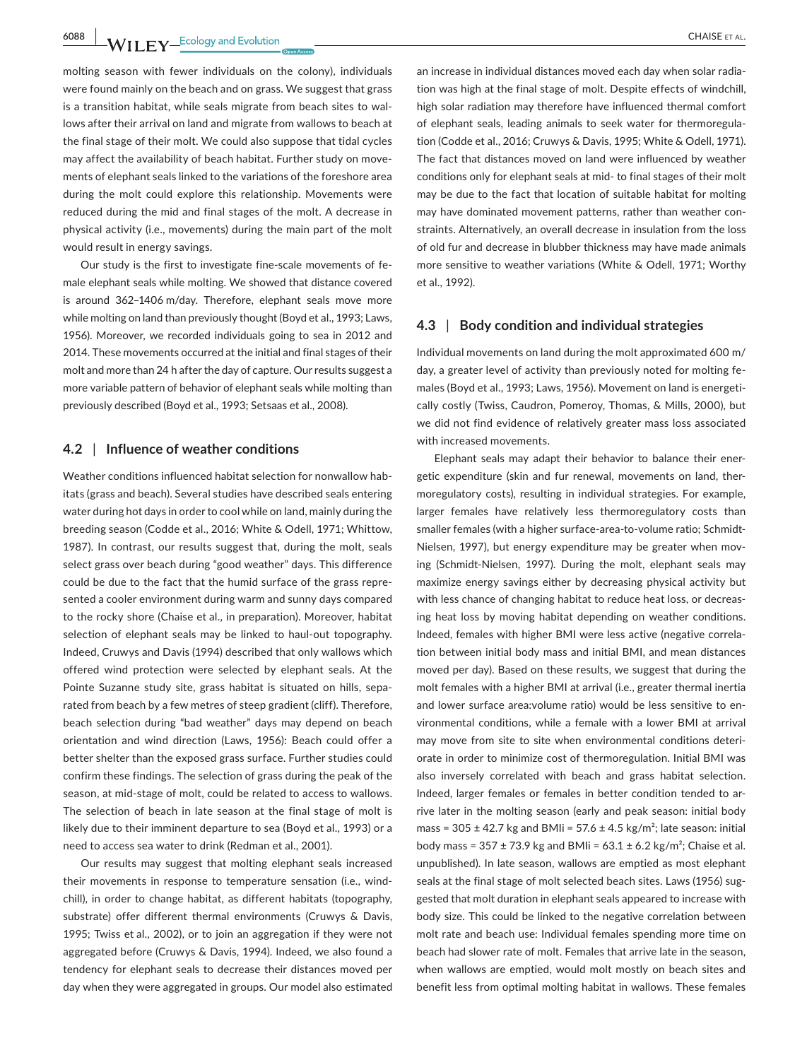molting season with fewer individuals on the colony), individuals were found mainly on the beach and on grass. We suggest that grass is a transition habitat, while seals migrate from beach sites to wallows after their arrival on land and migrate from wallows to beach at the final stage of their molt. We could also suppose that tidal cycles may affect the availability of beach habitat. Further study on movements of elephant seals linked to the variations of the foreshore area during the molt could explore this relationship. Movements were reduced during the mid and final stages of the molt. A decrease in physical activity (i.e., movements) during the main part of the molt would result in energy savings.

Our study is the first to investigate fine-scale movements of female elephant seals while molting. We showed that distance covered is around 362–1406 m/day. Therefore, elephant seals move more while molting on land than previously thought (Boyd et al., 1993; Laws, 1956). Moreover, we recorded individuals going to sea in 2012 and 2014. These movements occurred at the initial and final stages of their molt and more than 24 h after the day of capture. Our results suggest a more variable pattern of behavior of elephant seals while molting than previously described (Boyd et al., 1993; Setsaas et al., 2008).

## 4.2 | Influence of weather conditions

Weather conditions influenced habitat selection for nonwallow habitats (grass and beach). Several studies have described seals entering water during hot days in order to cool while on land, mainly during the breeding season (Codde et al., 2016; White & Odell, 1971; Whittow, 1987). In contrast, our results suggest that, during the molt, seals select grass over beach during "good weather" days. This difference could be due to the fact that the humid surface of the grass represented a cooler environment during warm and sunny days compared to the rocky shore (Chaise et al., in preparation). Moreover, habitat selection of elephant seals may be linked to haul-out topography. Indeed, Cruwys and Davis (1994) described that only wallows which offered wind protection were selected by elephant seals. At the Pointe Suzanne study site, grass habitat is situated on hills, separated from beach by a few metres of steep gradient (cliff). Therefore, beach selection during "bad weather" days may depend on beach orientation and wind direction (Laws, 1956): Beach could offer a better shelter than the exposed grass surface. Further studies could confirm these findings. The selection of grass during the peak of the season, at mid-stage of molt, could be related to access to wallows. The selection of beach in late season at the final stage of molt is likely due to their imminent departure to sea (Boyd et al., 1993) or a need to access sea water to drink (Redman et al., 2001).

Our results may suggest that molting elephant seals increased their movements in response to temperature sensation (i.e., windchill), in order to change habitat, as different habitats (topography, substrate) offer different thermal environments (Cruwys & Davis, 1995; Twiss et al., 2002), or to join an aggregation if they were not aggregated before (Cruwys & Davis, 1994). Indeed, we also found a tendency for elephant seals to decrease their distances moved per day when they were aggregated in groups. Our model also estimated an increase in individual distances moved each day when solar radiation was high at the final stage of molt. Despite effects of windchill, high solar radiation may therefore have influenced thermal comfort of elephant seals, leading animals to seek water for thermoregulation (Codde et al., 2016; Cruwys & Davis, 1995; White & Odell, 1971). The fact that distances moved on land were influenced by weather conditions only for elephant seals at mid- to final stages of their molt may be due to the fact that location of suitable habitat for molting may have dominated movement patterns, rather than weather constraints. Alternatively, an overall decrease in insulation from the loss of old fur and decrease in blubber thickness may have made animals more sensitive to weather variations (White & Odell, 1971; Worthy et al., 1992).

## 4.3 | Body condition and individual strategies

Individual movements on land during the molt approximated 600 m/day, a greater level of activity than previously noted for molting females (Boyd et al., 1993; Laws, 1956). Movement on land is energetically costly (Twiss, Caudron, Pomeroy, Thomas, & Mills, 2000), but we did not find evidence of relatively greater mass loss associated with increased movements.

Elephant seals may adapt their behavior to balance their energetic expenditure (skin and fur renewal, movements on land, thermoregulatory costs), resulting in individual strategies. For example, larger females have relatively less thermoregulatory costs than smaller females (with a higher surface-area-to-volume ratio; Schmidt-Nielsen, 1997), but energy expenditure may be greater when moving (Schmidt-Nielsen, 1997). During the molt, elephant seals may maximize energy savings either by decreasing physical activity but with less chance of changing habitat to reduce heat loss, or decreasing heat loss by moving habitat depending on weather conditions. Indeed, females with higher BMI were less active (negative correlation between initial body mass and initial BMI, and mean distances moved per day). Based on these results, we suggest that during the molt females with a higher BMI at arrival (i.e., greater thermal inertia and lower surface area:volume ratio) would be less sensitive to environmental conditions, while a female with a lower BMI at arrival may move from site to site when environmental conditions deteriorate in order to minimize cost of thermoregulation. Initial BMI was also inversely correlated with beach and grass habitat selection. Indeed, larger females or females in better condition tended to arrive later in the molting season (early and peak season: initial body mass = 305 ± 42.7 kg and BMIi = 57.6 ± 4.5 kg/m²; late season: initial body mass = 357 ± 73.9 kg and BMIi = 63.1 ± 6.2 kg/m²; Chaise et al. unpublished). In late season, wallows are emptied as most elephant seals at the final stage of molt selected beach sites. Laws (1956) suggested that molt duration in elephant seals appeared to increase with body size. This could be linked to the negative correlation between molt rate and beach use: Individual females spending more time on beach had slower rate of molt. Females that arrive late in the season, when wallows are emptied, would molt mostly on beach sites and benefit less from optimal molting habitat in wallows. These females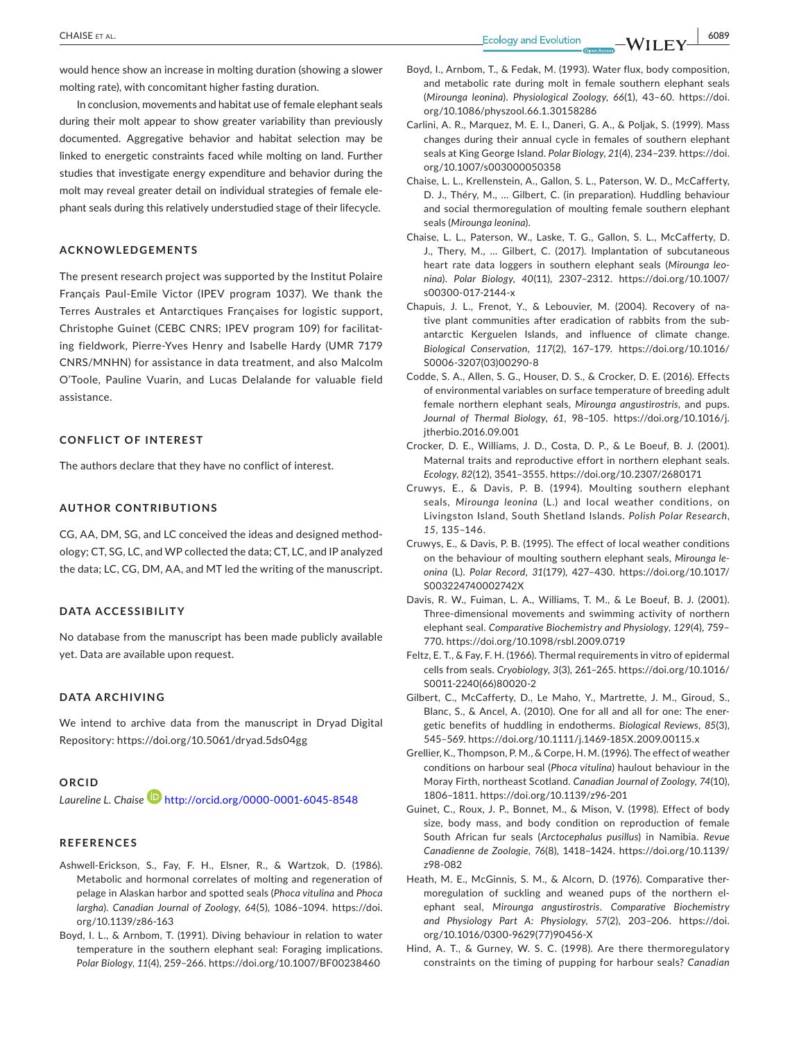would hence show an increase in molting duration (showing a slower molting rate), with concomitant higher fasting duration.

In conclusion, movements and habitat use of female elephant seals during their molt appear to show greater variability than previously documented. Aggregative behavior and habitat selection may be linked to energetic constraints faced while molting on land. Further studies that investigate energy expenditure and behavior during the molt may reveal greater detail on individual strategies of female elephant seals during this relatively understudied stage of their lifecycle.

## ACKNOWLEDGEMENTS

The present research project was supported by the Institut Polaire Français Paul-Emile Victor (IPEV program 1037). We thank the Terres Australes et Antarctiques Françaises for logistic support, Christophe Guinet (CEBC CNRS; IPEV program 109) for facilitating fieldwork, Pierre-Yves Henry and Isabelle Hardy (UMR 7179 CNRS/MNHN) for assistance in data treatment, and also Malcolm O'Toole, Pauline Vuarin, and Lucas Delalande for valuable field assistance.

## CONFLICT OF INTEREST

The authors declare that they have no conflict of interest.

## AUTHOR CONTRIBUTIONS

CG, AA, DM, SG, and LC conceived the ideas and designed methodology; CT, SG, LC, and WP collected the data; CT, LC, and IP analyzed the data; LC, CG, DM, AA, and MT led the writing of the manuscript.

## DATA ACCESSIBILITY

No database from the manuscript has been made publicly available yet. Data are available upon request.

## DATA ARCHIVING

We intend to archive data from the manuscript in Dryad Digital Repository: https://doi.org/10.5061/dryad.5ds04gg

## ORCID

*Laureline L. Chaise* http://orcid.org/0000-0001-6045-8548

## REFERENCES

Ashwell-Erickson, S., Fay, F. H., Elsner, R., & Wartzok, D. (1986). Metabolic and hormonal correlates of molting and regeneration of pelage in Alaskan harbor and spotted seals (*Phoca vitulina* and *Phoca largha*). *Canadian Journal of Zoology*, *64*(5), 1086–1094. https://doi.org/10.1139/z86-163

Boyd, I. L., & Arnbom, T. (1991). Diving behaviour in relation to water temperature in the southern elephant seal: Foraging implications. *Polar Biology*, *11*(4), 259–266. https://doi.org/10.1007/BF00238460

Boyd, I., Arnbom, T., & Fedak, M. (1993). Water flux, body composition, and metabolic rate during molt in female southern elephant seals (*Mirounga leonina*). *Physiological Zoology*, *66*(1), 43–60. https://doi.org/10.1086/physzool.66.1.30158286

Carlini, A. R., Marquez, M. E. I., Daneri, G. A., & Poljak, S. (1999). Mass changes during their annual cycle in females of southern elephant seals at King George Island. *Polar Biology*, *21*(4), 234–239. https://doi.org/10.1007/s003000050358

Chaise, L. L., Krellenstein, A., Gallon, S. L., Paterson, W. D., McCafferty, D. J., Théry, M., … Gilbert, C. (in preparation). Huddling behaviour and social thermoregulation of moulting female southern elephant seals (*Mirounga leonina*).

Chaise, L. L., Paterson, W., Laske, T. G., Gallon, S. L., McCafferty, D. J., Thery, M., … Gilbert, C. (2017). Implantation of subcutaneous heart rate data loggers in southern elephant seals (*Mirounga leonina*). *Polar Biology*, *40*(11), 2307–2312. https://doi.org/10.1007/s00300-017-2144-x

Chapuis, J. L., Frenot, Y., & Lebouvier, M. (2004). Recovery of native plant communities after eradication of rabbits from the subantarctic Kerguelen Islands, and influence of climate change. *Biological Conservation*, *117*(2), 167–179. https://doi.org/10.1016/S0006-3207(03)00290-8

Codde, S. A., Allen, S. G., Houser, D. S., & Crocker, D. E. (2016). Effects of environmental variables on surface temperature of breeding adult female northern elephant seals, *Mirounga angustirostris*, and pups. *Journal of Thermal Biology*, *61*, 98–105. https://doi.org/10.1016/j.jtherbio.2016.09.001

Crocker, D. E., Williams, J. D., Costa, D. P., & Le Boeuf, B. J. (2001). Maternal traits and reproductive effort in northern elephant seals. *Ecology*, *82*(12), 3541–3555. https://doi.org/10.2307/2680171

Cruwys, E., & Davis, P. B. (1994). Moulting southern elephant seals, *Mirounga leonina* (L.) and local weather conditions, on Livingston Island, South Shetland Islands. *Polish Polar Research*, *15*, 135–146.

Cruwys, E., & Davis, P. B. (1995). The effect of local weather conditions on the behaviour of moulting southern elephant seals, *Mirounga leonina* (L). *Polar Record*, *31*(179), 427–430. https://doi.org/10.1017/S003224740002742X

Davis, R. W., Fuiman, L. A., Williams, T. M., & Le Boeuf, B. J. (2001). Three-dimensional movements and swimming activity of northern elephant seal. *Comparative Biochemistry and Physiology*, *129*(4), 759–770. https://doi.org/10.1098/rsbl.2009.0719

Feltz, E. T., & Fay, F. H. (1966). Thermal requirements in vitro of epidermal cells from seals. *Cryobiology*, *3*(3), 261–265. https://doi.org/10.1016/S0011-2240(66)80020-2

Gilbert, C., McCafferty, D., Le Maho, Y., Martrette, J. M., Giroud, S., Blanc, S., & Ancel, A. (2010). One for all and all for one: The energetic benefits of huddling in endotherms. *Biological Reviews*, *85*(3), 545–569. https://doi.org/10.1111/j.1469-185X.2009.00115.x

Grellier, K., Thompson, P. M., & Corpe, H. M. (1996). The effect of weather conditions on harbour seal (*Phoca vitulina*) haulout behaviour in the Moray Firth, northeast Scotland. *Canadian Journal of Zoology*, *74*(10), 1806–1811. https://doi.org/10.1139/z96-201

Guinet, C., Roux, J. P., Bonnet, M., & Mison, V. (1998). Effect of body size, body mass, and body condition on reproduction of female South African fur seals (*Arctocephalus pusillus*) in Namibia. *Revue Canadienne de Zoologie*, *76*(8), 1418–1424. https://doi.org/10.1139/z98-082

Heath, M. E., McGinnis, S. M., & Alcorn, D. (1976). Comparative thermoregulation of suckling and weaned pups of the northern elephant seal, *Mirounga angustirostris*. *Comparative Biochemistry and Physiology Part A: Physiology*, *57*(2), 203–206. https://doi.org/10.1016/0300-9629(77)90456-X

Hind, A. T., & Gurney, W. S. C. (1998). Are there thermoregulatory constraints on the timing of pupping for harbour seals? *Canadian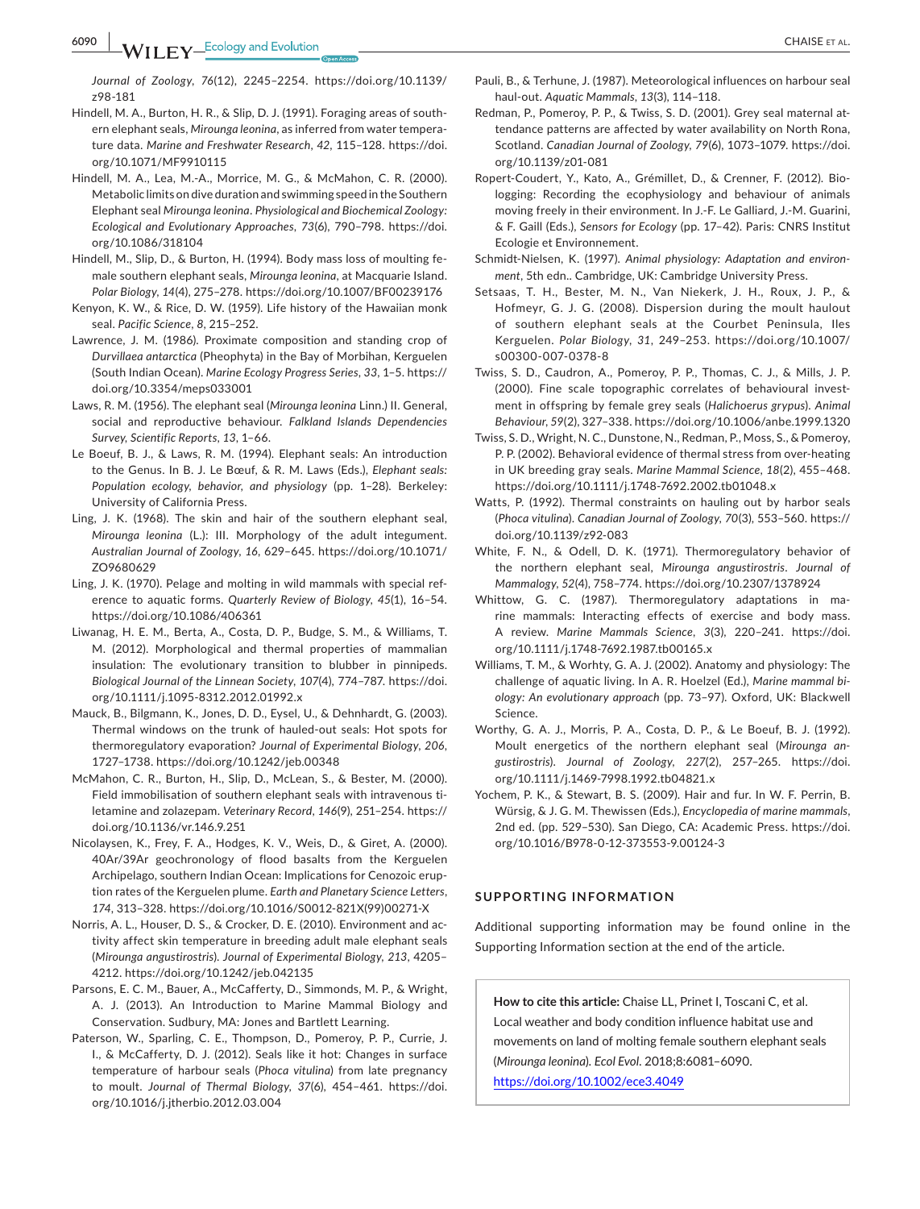*Journal of Zoology*, *76*(12), 2245–2254. https://doi.org/10.1139/z98-181

Hindell, M. A., Burton, H. R., & Slip, D. J. (1991). Foraging areas of southern elephant seals, *Mirounga leonina*, as inferred from water temperature data. *Marine and Freshwater Research*, *42*, 115–128. https://doi.org/10.1071/MF9910115

Hindell, M. A., Lea, M.-A., Morrice, M. G., & McMahon, C. R. (2000). Metabolic limits on dive duration and swimming speed in the Southern Elephant seal *Mirounga leonina*. *Physiological and Biochemical Zoology: Ecological and Evolutionary Approaches*, *73*(6), 790–798. https://doi.org/10.1086/318104

Hindell, M., Slip, D., & Burton, H. (1994). Body mass loss of moulting female southern elephant seals, *Mirounga leonina*, at Macquarie Island. *Polar Biology*, *14*(4), 275–278. https://doi.org/10.1007/BF00239176

Kenyon, K. W., & Rice, D. W. (1959). Life history of the Hawaiian monk seal. *Pacific Science*, *8*, 215–252.

Lawrence, J. M. (1986). Proximate composition and standing crop of *Durvillaea antarctica* (Pheophyta) in the Bay of Morbihan, Kerguelen (South Indian Ocean). *Marine Ecology Progress Series*, *33*, 1–5. https://doi.org/10.3354/meps033001

Laws, R. M. (1956). The elephant seal (*Mirounga leonina* Linn.) II. General, social and reproductive behaviour. *Falkland Islands Dependencies Survey, Scientific Reports*, *13*, 1–66.

Le Boeuf, B. J., & Laws, R. M. (1994). Elephant seals: An introduction to the Genus. In B. J. Le Bœuf, & R. M. Laws (Eds.), *Elephant seals: Population ecology, behavior, and physiology* (pp. 1–28). Berkeley: University of California Press.

Ling, J. K. (1968). The skin and hair of the southern elephant seal, *Mirounga leonina* (L.): III. Morphology of the adult integument. *Australian Journal of Zoology*, *16*, 629–645. https://doi.org/10.1071/ZO9680629

Ling, J. K. (1970). Pelage and molting in wild mammals with special reference to aquatic forms. *Quarterly Review of Biology*, *45*(1), 16–54. https://doi.org/10.1086/406361

Liwanag, H. E. M., Berta, A., Costa, D. P., Budge, S. M., & Williams, T. M. (2012). Morphological and thermal properties of mammalian insulation: The evolutionary transition to blubber in pinnipeds. *Biological Journal of the Linnean Society*, *107*(4), 774–787. https://doi.org/10.1111/j.1095-8312.2012.01992.x

Mauck, B., Bilgmann, K., Jones, D. D., Eysel, U., & Dehnhardt, G. (2003). Thermal windows on the trunk of hauled-out seals: Hot spots for thermoregulatory evaporation? *Journal of Experimental Biology*, *206*, 1727–1738. https://doi.org/10.1242/jeb.00348

McMahon, C. R., Burton, H., Slip, D., McLean, S., & Bester, M. (2000). Field immobilisation of southern elephant seals with intravenous tiletamine and zolazepam. *Veterinary Record*, *146*(9), 251–254. https://doi.org/10.1136/vr.146.9.251

Nicolaysen, K., Frey, F. A., Hodges, K. V., Weis, D., & Giret, A. (2000). 40Ar/39Ar geochronology of flood basalts from the Kerguelen Archipelago, southern Indian Ocean: Implications for Cenozoic eruption rates of the Kerguelen plume. *Earth and Planetary Science Letters*, *174*, 313–328. https://doi.org/10.1016/S0012-821X(99)00271-X

Norris, A. L., Houser, D. S., & Crocker, D. E. (2010). Environment and activity affect skin temperature in breeding adult male elephant seals (*Mirounga angustirostris*). *Journal of Experimental Biology*, *213*, 4205–4212. https://doi.org/10.1242/jeb.042135

Parsons, E. C. M., Bauer, A., McCafferty, D., Simmonds, M. P., & Wright, A. J. (2013). An Introduction to Marine Mammal Biology and Conservation. Sudbury, MA: Jones and Bartlett Learning.

Paterson, W., Sparling, C. E., Thompson, D., Pomeroy, P. P., Currie, J. I., & McCafferty, D. J. (2012). Seals like it hot: Changes in surface temperature of harbour seals (*Phoca vitulina*) from late pregnancy to moult. *Journal of Thermal Biology*, *37*(6), 454–461. https://doi.org/10.1016/j.jtherbio.2012.03.004

Pauli, B., & Terhune, J. (1987). Meteorological influences on harbour seal haul-out. *Aquatic Mammals*, *13*(3), 114–118.

Redman, P., Pomeroy, P. P., & Twiss, S. D. (2001). Grey seal maternal attendance patterns are affected by water availability on North Rona, Scotland. *Canadian Journal of Zoology*, *79*(6), 1073–1079. https://doi.org/10.1139/z01-081

Ropert-Coudert, Y., Kato, A., Grémillet, D., & Crenner, F. (2012). Bio-logging: Recording the ecophysiology and behaviour of animals moving freely in their environment. In J.-F. Le Galliard, J.-M. Guarini, & F. Gaill (Eds.), *Sensors for Ecology* (pp. 17–42). Paris: CNRS Institut Ecologie et Environnement.

Schmidt-Nielsen, K. (1997). *Animal physiology: Adaptation and environment*, 5th edn.. Cambridge, UK: Cambridge University Press.

Setsaas, T. H., Bester, M. N., Van Niekerk, J. H., Roux, J. P., & Hofmeyr, G. J. G. (2008). Dispersion during the moult haulout of southern elephant seals at the Courbet Peninsula, Iles Kerguelen. *Polar Biology*, *31*, 249–253. https://doi.org/10.1007/s00300-007-0378-8

Twiss, S. D., Caudron, A., Pomeroy, P. P., Thomas, C. J., & Mills, J. P. (2000). Fine scale topographic correlates of behavioural investment in offspring by female grey seals (*Halichoerus grypus*). *Animal Behaviour*, *59*(2), 327–338. https://doi.org/10.1006/anbe.1999.1320

Twiss, S. D., Wright, N. C., Dunstone, N., Redman, P., Moss, S., & Pomeroy, P. P. (2002). Behavioral evidence of thermal stress from over-heating in UK breeding gray seals. *Marine Mammal Science*, *18*(2), 455–468. https://doi.org/10.1111/j.1748-7692.2002.tb01048.x

Watts, P. (1992). Thermal constraints on hauling out by harbor seals (*Phoca vitulina*). *Canadian Journal of Zoology*, *70*(3), 553–560. https://doi.org/10.1139/z92-083

White, F. N., & Odell, D. K. (1971). Thermoregulatory behavior of the northern elephant seal, *Mirounga angustirostris*. *Journal of Mammalogy*, *52*(4), 758–774. https://doi.org/10.2307/1378924

Whittow, G. C. (1987). Thermoregulatory adaptations in marine mammals: Interacting effects of exercise and body mass. A review. *Marine Mammals Science*, *3*(3), 220–241. https://doi.org/10.1111/j.1748-7692.1987.tb00165.x

Williams, T. M., & Worhty, G. A. J. (2002). Anatomy and physiology: The challenge of aquatic living. In A. R. Hoelzel (Ed.), *Marine mammal biology: An evolutionary approach* (pp. 73–97). Oxford, UK: Blackwell Science.

Worthy, G. A. J., Morris, P. A., Costa, D. P., & Le Boeuf, B. J. (1992). Moult energetics of the northern elephant seal (*Mirounga angustirostris*). *Journal of Zoology*, *227*(2), 257–265. https://doi.org/10.1111/j.1469-7998.1992.tb04821.x

Yochem, P. K., & Stewart, B. S. (2009). Hair and fur. In W. F. Perrin, B. Würsig, & J. G. M. Thewissen (Eds.), *Encyclopedia of marine mammals*, 2nd ed. (pp. 529–530). San Diego, CA: Academic Press. https://doi.org/10.1016/B978-0-12-373553-9.00124-3

## SUPPORTING INFORMATION

Additional supporting information may be found online in the Supporting Information section at the end of the article.

**How to cite this article:** Chaise LL, Prinet I, Toscani C, et al. Local weather and body condition influence habitat use and movements on land of molting female southern elephant seals (*Mirounga leonina*). *Ecol Evol*. 2018;8:6081–6090. https://doi.org/10.1002/ece3.4049